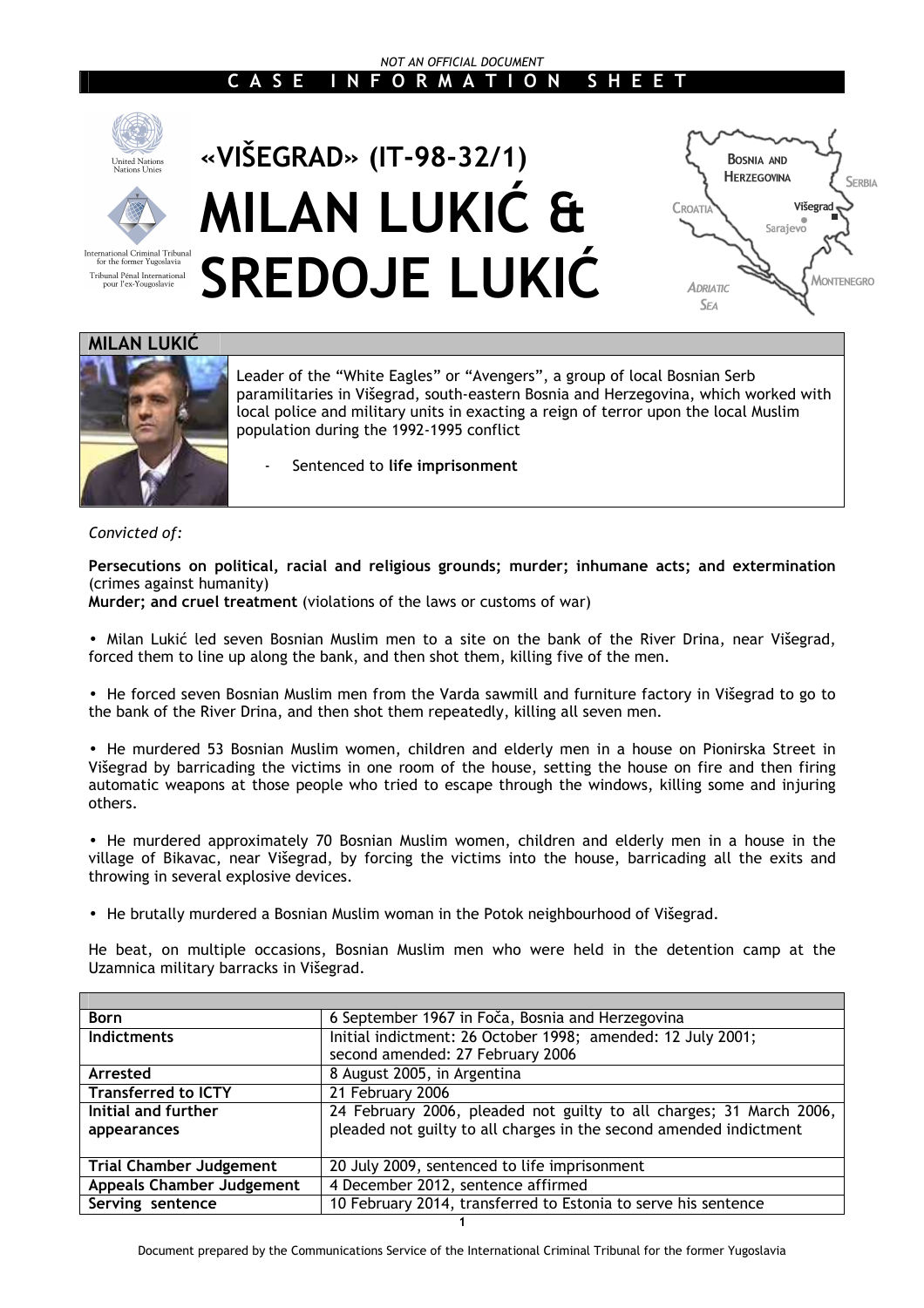*NOT AN OFFICIAL DOCUMENT*

**CASE INFORMATION SHEET**

United Nations
Nations Unies

International Criminal Tribunal for the former Yugoslavia
Tribunal Pénal International pour l'ex-Yougoslavie

# «VIŠEGRAD» (IT-98-32/1)

# MILAN LUKIĆ & SREDOJE LUKIĆ

Bosnia and Herzegovina — Serbia — Croatia — Višegrad — Sarajevo — Montenegro — Adriatic Sea

## MILAN LUKIĆ

Leader of the "White Eagles" or "Avengers", a group of local Bosnian Serb paramilitaries in Višegrad, south-eastern Bosnia and Herzegovina, which worked with local police and military units in exacting a reign of terror upon the local Muslim population during the 1992-1995 conflict

- Sentenced to **life imprisonment**

*Convicted of:*

**Persecutions on political, racial and religious grounds; murder; inhumane acts; and extermination** (crimes against humanity)
**Murder; and cruel treatment** (violations of the laws or customs of war)

- Milan Lukić led seven Bosnian Muslim men to a site on the bank of the River Drina, near Višegrad, forced them to line up along the bank, and then shot them, killing five of the men.

- He forced seven Bosnian Muslim men from the Varda sawmill and furniture factory in Višegrad to go to the bank of the River Drina, and then shot them repeatedly, killing all seven men.

- He murdered 53 Bosnian Muslim women, children and elderly men in a house on Pionirska Street in Višegrad by barricading the victims in one room of the house, setting the house on fire and then firing automatic weapons at those people who tried to escape through the windows, killing some and injuring others.

- He murdered approximately 70 Bosnian Muslim women, children and elderly men in a house in the village of Bikavac, near Višegrad, by forcing the victims into the house, barricading all the exits and throwing in several explosive devices.

- He brutally murdered a Bosnian Muslim woman in the Potok neighbourhood of Višegrad.

He beat, on multiple occasions, Bosnian Muslim men who were held in the detention camp at the Uzamnica military barracks in Višegrad.

| | |
|---|---|
| **Born** | 6 September 1967 in Foča, Bosnia and Herzegovina |
| **Indictments** | Initial indictment: 26 October 1998; amended: 12 July 2001; second amended: 27 February 2006 |
| **Arrested** | 8 August 2005, in Argentina |
| **Transferred to ICTY** | 21 February 2006 |
| **Initial and further appearances** | 24 February 2006, pleaded not guilty to all charges; 31 March 2006, pleaded not guilty to all charges in the second amended indictment |
| **Trial Chamber Judgement** | 20 July 2009, sentenced to life imprisonment |
| **Appeals Chamber Judgement** | 4 December 2012, sentence affirmed |
| **Serving sentence** | 10 February 2014, transferred to Estonia to serve his sentence |

Document prepared by the Communications Service of the International Criminal Tribunal for the former Yugoslavia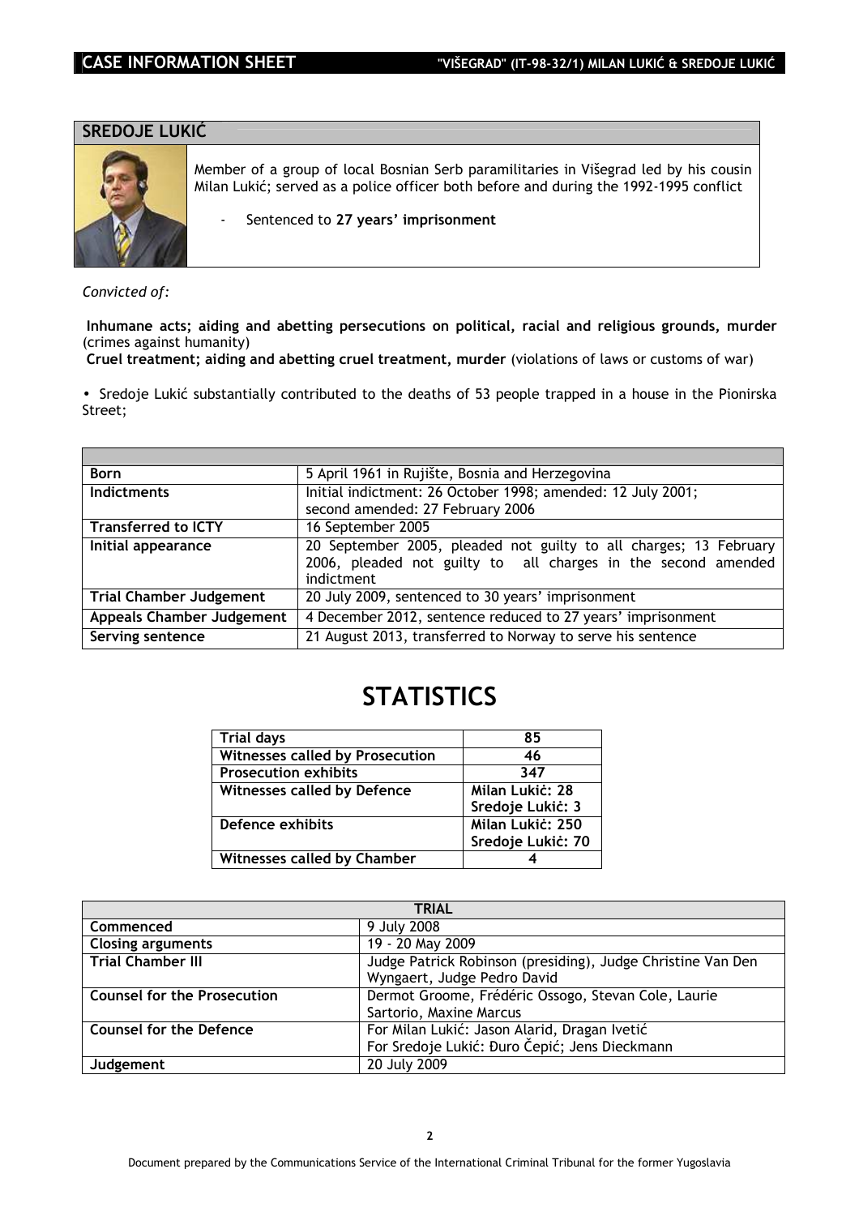## SREDOJE LUKIĆ

Member of a group of local Bosnian Serb paramilitaries in Višegrad led by his cousin Milan Lukić; served as a police officer both before and during the 1992-1995 conflict

- Sentenced to **27 years' imprisonment**

*Convicted of:*

**Inhumane acts; aiding and abetting persecutions on political, racial and religious grounds, murder** (crimes against humanity)
**Cruel treatment; aiding and abetting cruel treatment, murder** (violations of laws or customs of war)

- Sredoje Lukić substantially contributed to the deaths of 53 people trapped in a house in the Pionirska Street;

| | |
|---|---|
| **Born** | 5 April 1961 in Rujište, Bosnia and Herzegovina |
| **Indictments** | Initial indictment: 26 October 1998; amended: 12 July 2001; second amended: 27 February 2006 |
| **Transferred to ICTY** | 16 September 2005 |
| **Initial appearance** | 20 September 2005, pleaded not guilty to all charges; 13 February 2006, pleaded not guilty to all charges in the second amended indictment |
| **Trial Chamber Judgement** | 20 July 2009, sentenced to 30 years' imprisonment |
| **Appeals Chamber Judgement** | 4 December 2012, sentence reduced to 27 years' imprisonment |
| **Serving sentence** | 21 August 2013, transferred to Norway to serve his sentence |

# STATISTICS

| | |
|---|---|
| **Trial days** | **85** |
| **Witnesses called by Prosecution** | **46** |
| **Prosecution exhibits** | **347** |
| **Witnesses called by Defence** | **Milan Lukić: 28**<br>**Sredoje Lukić: 3** |
| **Defence exhibits** | **Milan Lukić: 250**<br>**Sredoje Lukić: 70** |
| **Witnesses called by Chamber** | **4** |

| **TRIAL** | |
|---|---|
| **Commenced** | 9 July 2008 |
| **Closing arguments** | 19 - 20 May 2009 |
| **Trial Chamber III** | Judge Patrick Robinson (presiding), Judge Christine Van Den Wyngaert, Judge Pedro David |
| **Counsel for the Prosecution** | Dermot Groome, Frédéric Ossogo, Stevan Cole, Laurie Sartorio, Maxine Marcus |
| **Counsel for the Defence** | For Milan Lukić: Jason Alarid, Dragan Ivetić<br>For Sredoje Lukić: Đuro Čepić; Jens Dieckmann |
| **Judgement** | 20 July 2009 |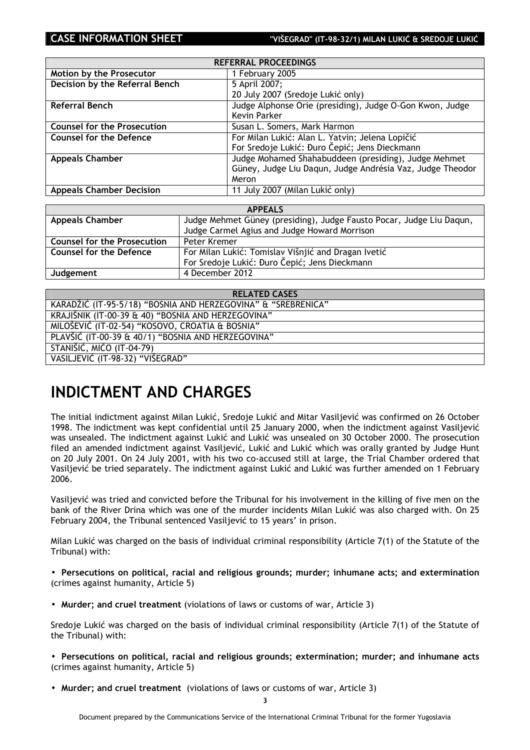| REFERRAL PROCEEDINGS | |
|---|---|
| **Motion by the Prosecutor** | 1 February 2005 |
| **Decision by the Referral Bench** | 5 April 2007;<br>20 July 2007 (Sredoje Lukić only) |
| **Referral Bench** | Judge Alphonse Orie (presiding), Judge O-Gon Kwon, Judge Kevin Parker |
| **Counsel for the Prosecution** | Susan L. Somers, Mark Harmon |
| **Counsel for the Defence** | For Milan Lukić: Alan L. Yatvin; Jelena Lopičić<br>For Sredoje Lukić: Đuro Čepić; Jens Dieckmann |
| **Appeals Chamber** | Judge Mohamed Shahabuddeen (presiding), Judge Mehmet Güney, Judge Liu Daqun, Judge Andrésia Vaz, Judge Theodor Meron |
| **Appeals Chamber Decision** | 11 July 2007 (Milan Lukić only) |

| APPEALS | |
|---|---|
| **Appeals Chamber** | Judge Mehmet Güney (presiding), Judge Fausto Pocar, Judge Liu Daqun, Judge Carmel Agius and Judge Howard Morrison |
| **Counsel for the Prosecution** | Peter Kremer |
| **Counsel for the Defence** | For Milan Lukić: Tomislav Višnjić and Dragan Ivetić<br>For Sredoje Lukić: Đuro Čepić; Jens Dieckmann |
| **Judgement** | 4 December 2012 |

| RELATED CASES |
|---|
| KARADŽIĆ (IT-95-5/18) "BOSNIA AND HERZEGOVINA" & "SREBRENICA" |
| KRAJIŠNIK (IT-00-39 & 40) "BOSNIA AND HERZEGOVINA" |
| MILOŠEVIĆ (IT-02-54) "KOSOVO, CROATIA & BOSNIA" |
| PLAVŠIĆ (IT-00-39 & 40/1) "BOSNIA AND HERZEGOVINA" |
| STANIŠIĆ, MIĆO (IT-04-79) |
| VASILJEVIĆ (IT-98-32) "VIŠEGRAD" |

# INDICTMENT AND CHARGES

The initial indictment against Milan Lukić, Sredoje Lukić and Mitar Vasiljević was confirmed on 26 October 1998. The indictment was kept confidential until 25 January 2000, when the indictment against Vasiljević was unsealed. The indictment against Lukić and Lukić was unsealed on 30 October 2000. The prosecution filed an amended indictment against Vasiljević, Lukić and Lukić which was orally granted by Judge Hunt on 20 July 2001. On 24 July 2001, with his two co-accused still at large, the Trial Chamber ordered that Vasiljević be tried separately. The indictment against Lukić and Lukić was further amended on 1 February 2006.

Vasiljević was tried and convicted before the Tribunal for his involvement in the killing of five men on the bank of the River Drina which was one of the murder incidents Milan Lukić was also charged with. On 25 February 2004, the Tribunal sentenced Vasiljević to 15 years' in prison.

Milan Lukić was charged on the basis of individual criminal responsibility (Article 7(1) of the Statute of the Tribunal) with:

- **Persecutions on political, racial and religious grounds; murder; inhumane acts; and extermination** (crimes against humanity, Article 5)
- **Murder; and cruel treatment** (violations of laws or customs of war, Article 3)

Sredoje Lukić was charged on the basis of individual criminal responsibility (Article 7(1) of the Statute of the Tribunal) with:

- **Persecutions on political, racial and religious grounds; extermination; murder; and inhumane acts** (crimes against humanity, Article 5)
- **Murder; and cruel treatment** (violations of laws or customs of war, Article 3)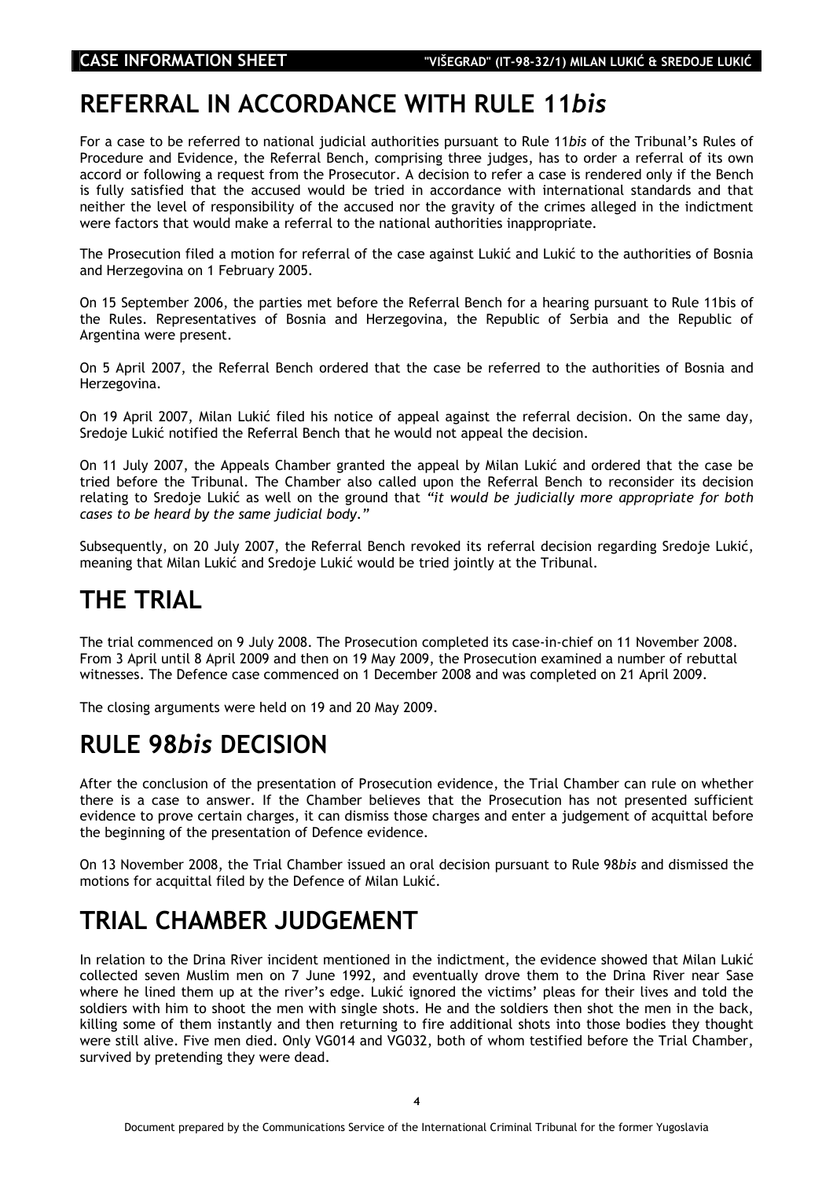# REFERRAL IN ACCORDANCE WITH RULE 11*bis*

For a case to be referred to national judicial authorities pursuant to Rule 11*bis* of the Tribunal's Rules of Procedure and Evidence, the Referral Bench, comprising three judges, has to order a referral of its own accord or following a request from the Prosecutor. A decision to refer a case is rendered only if the Bench is fully satisfied that the accused would be tried in accordance with international standards and that neither the level of responsibility of the accused nor the gravity of the crimes alleged in the indictment were factors that would make a referral to the national authorities inappropriate.

The Prosecution filed a motion for referral of the case against Lukić and Lukić to the authorities of Bosnia and Herzegovina on 1 February 2005.

On 15 September 2006, the parties met before the Referral Bench for a hearing pursuant to Rule 11bis of the Rules. Representatives of Bosnia and Herzegovina, the Republic of Serbia and the Republic of Argentina were present.

On 5 April 2007, the Referral Bench ordered that the case be referred to the authorities of Bosnia and Herzegovina.

On 19 April 2007, Milan Lukić filed his notice of appeal against the referral decision. On the same day, Sredoje Lukić notified the Referral Bench that he would not appeal the decision.

On 11 July 2007, the Appeals Chamber granted the appeal by Milan Lukić and ordered that the case be tried before the Tribunal. The Chamber also called upon the Referral Bench to reconsider its decision relating to Sredoje Lukić as well on the ground that *"it would be judicially more appropriate for both cases to be heard by the same judicial body."*

Subsequently, on 20 July 2007, the Referral Bench revoked its referral decision regarding Sredoje Lukić, meaning that Milan Lukić and Sredoje Lukić would be tried jointly at the Tribunal.

# THE TRIAL

The trial commenced on 9 July 2008. The Prosecution completed its case-in-chief on 11 November 2008. From 3 April until 8 April 2009 and then on 19 May 2009, the Prosecution examined a number of rebuttal witnesses. The Defence case commenced on 1 December 2008 and was completed on 21 April 2009.

The closing arguments were held on 19 and 20 May 2009.

# RULE 98*bis* DECISION

After the conclusion of the presentation of Prosecution evidence, the Trial Chamber can rule on whether there is a case to answer. If the Chamber believes that the Prosecution has not presented sufficient evidence to prove certain charges, it can dismiss those charges and enter a judgement of acquittal before the beginning of the presentation of Defence evidence.

On 13 November 2008, the Trial Chamber issued an oral decision pursuant to Rule 98*bis* and dismissed the motions for acquittal filed by the Defence of Milan Lukić.

# TRIAL CHAMBER JUDGEMENT

In relation to the Drina River incident mentioned in the indictment, the evidence showed that Milan Lukić collected seven Muslim men on 7 June 1992, and eventually drove them to the Drina River near Sase where he lined them up at the river's edge. Lukić ignored the victims' pleas for their lives and told the soldiers with him to shoot the men with single shots. He and the soldiers then shot the men in the back, killing some of them instantly and then returning to fire additional shots into those bodies they thought were still alive. Five men died. Only VG014 and VG032, both of whom testified before the Trial Chamber, survived by pretending they were dead.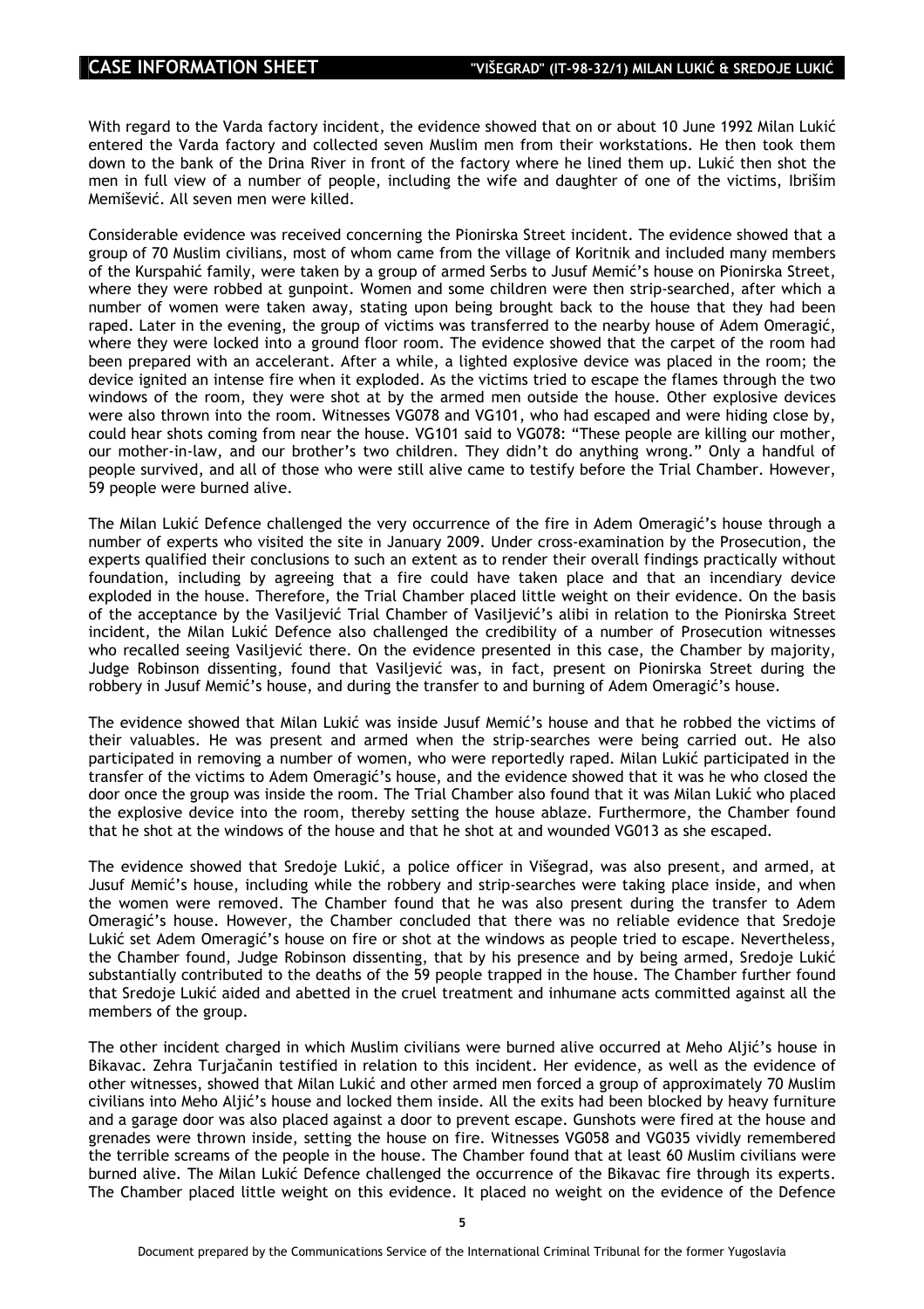With regard to the Varda factory incident, the evidence showed that on or about 10 June 1992 Milan Lukić entered the Varda factory and collected seven Muslim men from their workstations. He then took them down to the bank of the Drina River in front of the factory where he lined them up. Lukić then shot the men in full view of a number of people, including the wife and daughter of one of the victims, Ibrišim Memišević. All seven men were killed.

Considerable evidence was received concerning the Pionirska Street incident. The evidence showed that a group of 70 Muslim civilians, most of whom came from the village of Koritnik and included many members of the Kurspahić family, were taken by a group of armed Serbs to Jusuf Memić's house on Pionirska Street, where they were robbed at gunpoint. Women and some children were then strip-searched, after which a number of women were taken away, stating upon being brought back to the house that they had been raped. Later in the evening, the group of victims was transferred to the nearby house of Adem Omeragić, where they were locked into a ground floor room. The evidence showed that the carpet of the room had been prepared with an accelerant. After a while, a lighted explosive device was placed in the room; the device ignited an intense fire when it exploded. As the victims tried to escape the flames through the two windows of the room, they were shot at by the armed men outside the house. Other explosive devices were also thrown into the room. Witnesses VG078 and VG101, who had escaped and were hiding close by, could hear shots coming from near the house. VG101 said to VG078: "These people are killing our mother, our mother-in-law, and our brother's two children. They didn't do anything wrong." Only a handful of people survived, and all of those who were still alive came to testify before the Trial Chamber. However, 59 people were burned alive.

The Milan Lukić Defence challenged the very occurrence of the fire in Adem Omeragić's house through a number of experts who visited the site in January 2009. Under cross-examination by the Prosecution, the experts qualified their conclusions to such an extent as to render their overall findings practically without foundation, including by agreeing that a fire could have taken place and that an incendiary device exploded in the house. Therefore, the Trial Chamber placed little weight on their evidence. On the basis of the acceptance by the Vasiljević Trial Chamber of Vasiljević's alibi in relation to the Pionirska Street incident, the Milan Lukić Defence also challenged the credibility of a number of Prosecution witnesses who recalled seeing Vasiljević there. On the evidence presented in this case, the Chamber by majority, Judge Robinson dissenting, found that Vasiljević was, in fact, present on Pionirska Street during the robbery in Jusuf Memić's house, and during the transfer to and burning of Adem Omeragić's house.

The evidence showed that Milan Lukić was inside Jusuf Memić's house and that he robbed the victims of their valuables. He was present and armed when the strip-searches were being carried out. He also participated in removing a number of women, who were reportedly raped. Milan Lukić participated in the transfer of the victims to Adem Omeragić's house, and the evidence showed that it was he who closed the door once the group was inside the room. The Trial Chamber also found that it was Milan Lukić who placed the explosive device into the room, thereby setting the house ablaze. Furthermore, the Chamber found that he shot at the windows of the house and that he shot at and wounded VG013 as she escaped.

The evidence showed that Sredoje Lukić, a police officer in Višegrad, was also present, and armed, at Jusuf Memić's house, including while the robbery and strip-searches were taking place inside, and when the women were removed. The Chamber found that he was also present during the transfer to Adem Omeragić's house. However, the Chamber concluded that there was no reliable evidence that Sredoje Lukić set Adem Omeragić's house on fire or shot at the windows as people tried to escape. Nevertheless, the Chamber found, Judge Robinson dissenting, that by his presence and by being armed, Sredoje Lukić substantially contributed to the deaths of the 59 people trapped in the house. The Chamber further found that Sredoje Lukić aided and abetted in the cruel treatment and inhumane acts committed against all the members of the group.

The other incident charged in which Muslim civilians were burned alive occurred at Meho Aljić's house in Bikavac. Zehra Turjačanin testified in relation to this incident. Her evidence, as well as the evidence of other witnesses, showed that Milan Lukić and other armed men forced a group of approximately 70 Muslim civilians into Meho Aljić's house and locked them inside. All the exits had been blocked by heavy furniture and a garage door was also placed against a door to prevent escape. Gunshots were fired at the house and grenades were thrown inside, setting the house on fire. Witnesses VG058 and VG035 vividly remembered the terrible screams of the people in the house. The Chamber found that at least 60 Muslim civilians were burned alive. The Milan Lukić Defence challenged the occurrence of the Bikavac fire through its experts. The Chamber placed little weight on this evidence. It placed no weight on the evidence of the Defence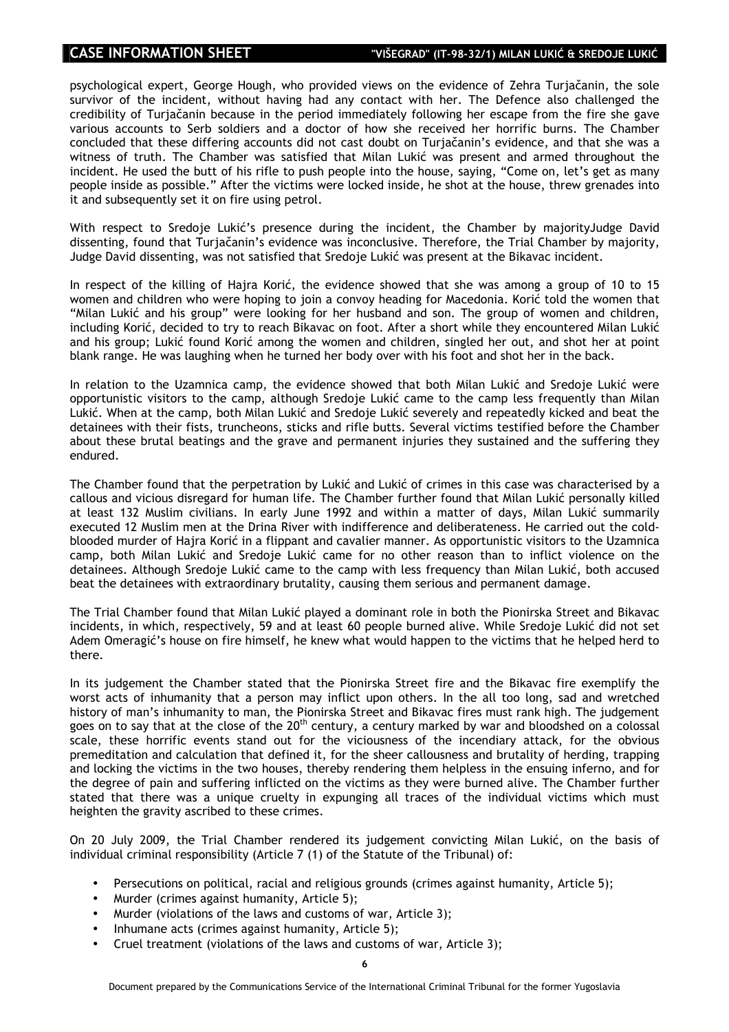psychological expert, George Hough, who provided views on the evidence of Zehra Turjačanin, the sole survivor of the incident, without having had any contact with her. The Defence also challenged the credibility of Turjačanin because in the period immediately following her escape from the fire she gave various accounts to Serb soldiers and a doctor of how she received her horrific burns. The Chamber concluded that these differing accounts did not cast doubt on Turjačanin's evidence, and that she was a witness of truth. The Chamber was satisfied that Milan Lukić was present and armed throughout the incident. He used the butt of his rifle to push people into the house, saying, "Come on, let's get as many people inside as possible." After the victims were locked inside, he shot at the house, threw grenades into it and subsequently set it on fire using petrol.

With respect to Sredoje Lukić's presence during the incident, the Chamber by majorityJudge David dissenting, found that Turjačanin's evidence was inconclusive. Therefore, the Trial Chamber by majority, Judge David dissenting, was not satisfied that Sredoje Lukić was present at the Bikavac incident.

In respect of the killing of Hajra Korić, the evidence showed that she was among a group of 10 to 15 women and children who were hoping to join a convoy heading for Macedonia. Korić told the women that "Milan Lukić and his group" were looking for her husband and son. The group of women and children, including Korić, decided to try to reach Bikavac on foot. After a short while they encountered Milan Lukić and his group; Lukić found Korić among the women and children, singled her out, and shot her at point blank range. He was laughing when he turned her body over with his foot and shot her in the back.

In relation to the Uzamnica camp, the evidence showed that both Milan Lukić and Sredoje Lukić were opportunistic visitors to the camp, although Sredoje Lukić came to the camp less frequently than Milan Lukić. When at the camp, both Milan Lukić and Sredoje Lukić severely and repeatedly kicked and beat the detainees with their fists, truncheons, sticks and rifle butts. Several victims testified before the Chamber about these brutal beatings and the grave and permanent injuries they sustained and the suffering they endured.

The Chamber found that the perpetration by Lukić and Lukić of crimes in this case was characterised by a callous and vicious disregard for human life. The Chamber further found that Milan Lukić personally killed at least 132 Muslim civilians. In early June 1992 and within a matter of days, Milan Lukić summarily executed 12 Muslim men at the Drina River with indifference and deliberateness. He carried out the cold-blooded murder of Hajra Korić in a flippant and cavalier manner. As opportunistic visitors to the Uzamnica camp, both Milan Lukić and Sredoje Lukić came for no other reason than to inflict violence on the detainees. Although Sredoje Lukić came to the camp with less frequency than Milan Lukić, both accused beat the detainees with extraordinary brutality, causing them serious and permanent damage.

The Trial Chamber found that Milan Lukić played a dominant role in both the Pionirska Street and Bikavac incidents, in which, respectively, 59 and at least 60 people burned alive. While Sredoje Lukić did not set Adem Omeragić's house on fire himself, he knew what would happen to the victims that he helped herd to there.

In its judgement the Chamber stated that the Pionirska Street fire and the Bikavac fire exemplify the worst acts of inhumanity that a person may inflict upon others. In the all too long, sad and wretched history of man's inhumanity to man, the Pionirska Street and Bikavac fires must rank high. The judgement goes on to say that at the close of the 20th century, a century marked by war and bloodshed on a colossal scale, these horrific events stand out for the viciousness of the incendiary attack, for the obvious premeditation and calculation that defined it, for the sheer callousness and brutality of herding, trapping and locking the victims in the two houses, thereby rendering them helpless in the ensuing inferno, and for the degree of pain and suffering inflicted on the victims as they were burned alive. The Chamber further stated that there was a unique cruelty in expunging all traces of the individual victims which must heighten the gravity ascribed to these crimes.

On 20 July 2009, the Trial Chamber rendered its judgement convicting Milan Lukić, on the basis of individual criminal responsibility (Article 7 (1) of the Statute of the Tribunal) of:

- Persecutions on political, racial and religious grounds (crimes against humanity, Article 5);
- Murder (crimes against humanity, Article 5);
- Murder (violations of the laws and customs of war, Article 3);
- Inhumane acts (crimes against humanity, Article 5);
- Cruel treatment (violations of the laws and customs of war, Article 3);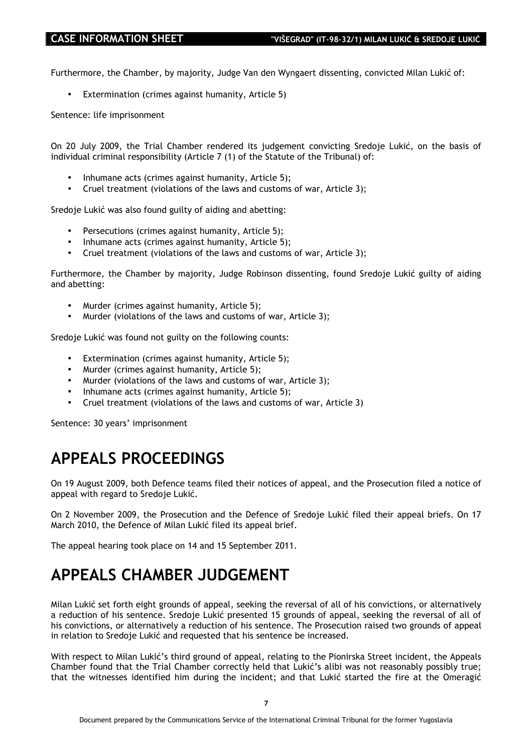Furthermore, the Chamber, by majority, Judge Van den Wyngaert dissenting, convicted Milan Lukić of:

- Extermination (crimes against humanity, Article 5)

Sentence: life imprisonment

On 20 July 2009, the Trial Chamber rendered its judgement convicting Sredoje Lukić, on the basis of individual criminal responsibility (Article 7 (1) of the Statute of the Tribunal) of:

- Inhumane acts (crimes against humanity, Article 5);
- Cruel treatment (violations of the laws and customs of war, Article 3);

Sredoje Lukić was also found guilty of aiding and abetting:

- Persecutions (crimes against humanity, Article 5);
- Inhumane acts (crimes against humanity, Article 5);
- Cruel treatment (violations of the laws and customs of war, Article 3);

Furthermore, the Chamber by majority, Judge Robinson dissenting, found Sredoje Lukić guilty of aiding and abetting:

- Murder (crimes against humanity, Article 5);
- Murder (violations of the laws and customs of war, Article 3);

Sredoje Lukić was found not guilty on the following counts:

- Extermination (crimes against humanity, Article 5);
- Murder (crimes against humanity, Article 5);
- Murder (violations of the laws and customs of war, Article 3);
- Inhumane acts (crimes against humanity, Article 5);
- Cruel treatment (violations of the laws and customs of war, Article 3)

Sentence: 30 years' imprisonment

# APPEALS PROCEEDINGS

On 19 August 2009, both Defence teams filed their notices of appeal, and the Prosecution filed a notice of appeal with regard to Sredoje Lukić.

On 2 November 2009, the Prosecution and the Defence of Sredoje Lukić filed their appeal briefs. On 17 March 2010, the Defence of Milan Lukić filed its appeal brief.

The appeal hearing took place on 14 and 15 September 2011.

# APPEALS CHAMBER JUDGEMENT

Milan Lukić set forth eight grounds of appeal, seeking the reversal of all of his convictions, or alternatively a reduction of his sentence. Sredoje Lukić presented 15 grounds of appeal, seeking the reversal of all of his convictions, or alternatively a reduction of his sentence. The Prosecution raised two grounds of appeal in relation to Sredoje Lukić and requested that his sentence be increased.

With respect to Milan Lukić's third ground of appeal, relating to the Pionirska Street incident, the Appeals Chamber found that the Trial Chamber correctly held that Lukić's alibi was not reasonably possibly true; that the witnesses identified him during the incident; and that Lukić started the fire at the Omeragić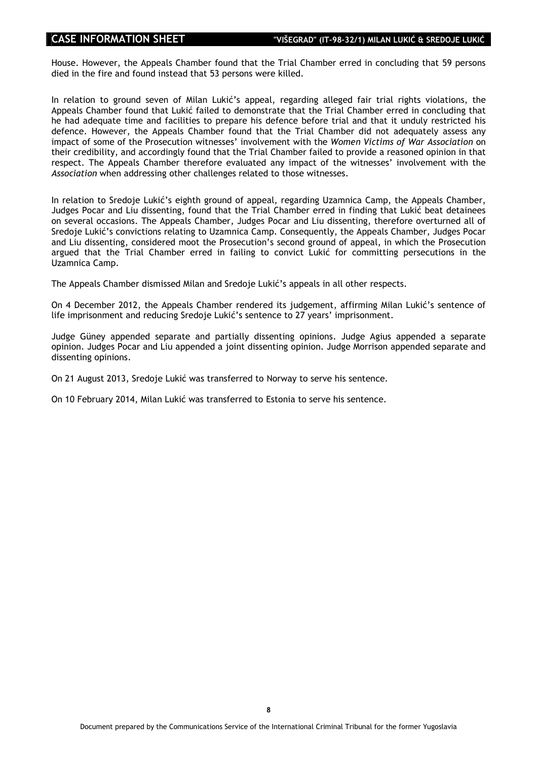House. However, the Appeals Chamber found that the Trial Chamber erred in concluding that 59 persons died in the fire and found instead that 53 persons were killed.

In relation to ground seven of Milan Lukić's appeal, regarding alleged fair trial rights violations, the Appeals Chamber found that Lukić failed to demonstrate that the Trial Chamber erred in concluding that he had adequate time and facilities to prepare his defence before trial and that it unduly restricted his defence. However, the Appeals Chamber found that the Trial Chamber did not adequately assess any impact of some of the Prosecution witnesses' involvement with the *Women Victims of War Association* on their credibility, and accordingly found that the Trial Chamber failed to provide a reasoned opinion in that respect. The Appeals Chamber therefore evaluated any impact of the witnesses' involvement with the *Association* when addressing other challenges related to those witnesses.

In relation to Sredoje Lukić's eighth ground of appeal, regarding Uzamnica Camp, the Appeals Chamber, Judges Pocar and Liu dissenting, found that the Trial Chamber erred in finding that Lukić beat detainees on several occasions. The Appeals Chamber, Judges Pocar and Liu dissenting, therefore overturned all of Sredoje Lukić's convictions relating to Uzamnica Camp. Consequently, the Appeals Chamber, Judges Pocar and Liu dissenting, considered moot the Prosecution's second ground of appeal, in which the Prosecution argued that the Trial Chamber erred in failing to convict Lukić for committing persecutions in the Uzamnica Camp.

The Appeals Chamber dismissed Milan and Sredoje Lukić's appeals in all other respects.

On 4 December 2012, the Appeals Chamber rendered its judgement, affirming Milan Lukić's sentence of life imprisonment and reducing Sredoje Lukić's sentence to 27 years' imprisonment.

Judge Güney appended separate and partially dissenting opinions. Judge Agius appended a separate opinion. Judges Pocar and Liu appended a joint dissenting opinion. Judge Morrison appended separate and dissenting opinions.

On 21 August 2013, Sredoje Lukić was transferred to Norway to serve his sentence.

On 10 February 2014, Milan Lukić was transferred to Estonia to serve his sentence.